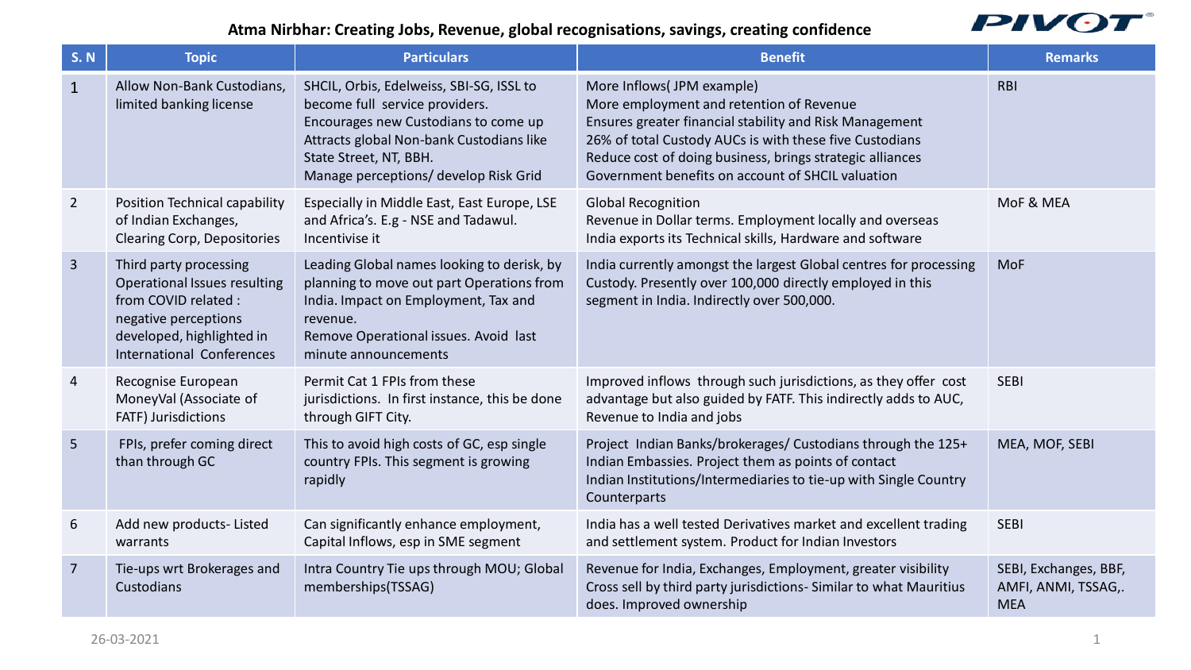# Atma Nirbhar: Creating Jobs, Revenue, global recognisations, savings, creating confidence

| S. N | Topic | Particulars | Benefit | Remarks |
|---|---|---|---|---|
| 1 | Allow Non-Bank Custodians, limited banking license | SHCIL, Orbis, Edelweiss, SBI-SG, ISSL to become full service providers.<br>Encourages new Custodians to come up<br>Attracts global Non-bank Custodians like State Street, NT, BBH.<br>Manage perceptions/ develop Risk Grid | More Inflows( JPM example)<br>More employment and retention of Revenue<br>Ensures greater financial stability and Risk Management<br>26% of total Custody AUCs is with these five Custodians<br>Reduce cost of doing business, brings strategic alliances<br>Government benefits on account of SHCIL valuation | RBI |
| 2 | Position Technical capability of Indian Exchanges, Clearing Corp, Depositories | Especially in Middle East, East Europe, LSE and Africa's. E.g - NSE and Tadawul. Incentivise it | Global Recognition<br>Revenue in Dollar terms. Employment locally and overseas<br>India exports its Technical skills, Hardware and software | MoF & MEA |
| 3 | Third party processing Operational Issues resulting from COVID related : negative perceptions developed, highlighted in International Conferences | Leading Global names looking to derisk, by planning to move out part Operations from India. Impact on Employment, Tax and revenue.<br>Remove Operational issues. Avoid last minute announcements | India currently amongst the largest Global centres for processing Custody. Presently over 100,000 directly employed in this segment in India. Indirectly over 500,000. | MoF |
| 4 | Recognise European MoneyVal (Associate of FATF) Jurisdictions | Permit Cat 1 FPIs from these jurisdictions. In first instance, this be done through GIFT City. | Improved inflows through such jurisdictions, as they offer cost advantage but also guided by FATF. This indirectly adds to AUC, Revenue to India and jobs | SEBI |
| 5 | FPIs, prefer coming direct than through GC | This to avoid high costs of GC, esp single country FPIs. This segment is growing rapidly | Project Indian Banks/brokerages/ Custodians through the 125+ Indian Embassies. Project them as points of contact<br>Indian Institutions/Intermediaries to tie-up with Single Country Counterparts | MEA, MOF, SEBI |
| 6 | Add new products- Listed warrants | Can significantly enhance employment, Capital Inflows, esp in SME segment | India has a well tested Derivatives market and excellent trading and settlement system. Product for Indian Investors | SEBI |
| 7 | Tie-ups wrt Brokerages and Custodians | Intra Country Tie ups through MOU; Global memberships(TSSAG) | Revenue for India, Exchanges, Employment, greater visibility<br>Cross sell by third party jurisdictions- Similar to what Mauritius does. Improved ownership | SEBI, Exchanges, BBF, AMFI, ANMI, TSSAG,. MEA |

26-03-2021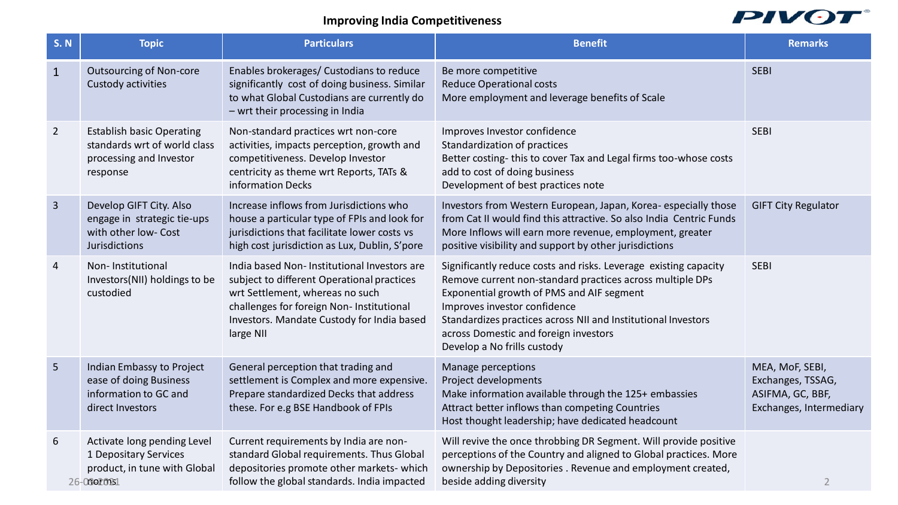# Improving India Competitiveness

| S. N | Topic | Particulars | Benefit | Remarks |
|---|---|---|---|---|
| 1 | Outsourcing of Non-core Custody activities | Enables brokerages/ Custodians to reduce significantly cost of doing business. Similar to what Global Custodians are currently do – wrt their processing in India | Be more competitive<br>Reduce Operational costs<br>More employment and leverage benefits of Scale | SEBI |
| 2 | Establish basic Operating standards wrt of world class processing and Investor response | Non-standard practices wrt non-core activities, impacts perception, growth and competitiveness. Develop Investor centricity as theme wrt Reports, TATs & information Decks | Improves Investor confidence<br>Standardization of practices<br>Better costing- this to cover Tax and Legal firms too-whose costs add to cost of doing business<br>Development of best practices note | SEBI |
| 3 | Develop GIFT City. Also engage in strategic tie-ups with other low- Cost Jurisdictions | Increase inflows from Jurisdictions who house a particular type of FPIs and look for jurisdictions that facilitate lower costs vs high cost jurisdiction as Lux, Dublin, S'pore | Investors from Western European, Japan, Korea- especially those from Cat II would find this attractive. So also India Centric Funds<br>More Inflows will earn more revenue, employment, greater positive visibility and support by other jurisdictions | GIFT City Regulator |
| 4 | Non- Institutional Investors(NII) holdings to be custodied | India based Non- Institutional Investors are subject to different Operational practices wrt Settlement, whereas no such challenges for foreign Non- Institutional Investors. Mandate Custody for India based large NII | Significantly reduce costs and risks. Leverage existing capacity<br>Remove current non-standard practices across multiple DPs<br>Exponential growth of PMS and AIF segment<br>Improves investor confidence<br>Standardizes practices across NII and Institutional Investors across Domestic and foreign investors<br>Develop a No frills custody | SEBI |
| 5 | Indian Embassy to Project ease of doing Business information to GC and direct Investors | General perception that trading and settlement is Complex and more expensive. Prepare standardized Decks that address these. For e.g BSE Handbook of FPIs | Manage perceptions<br>Project developments<br>Make information available through the 125+ embassies<br>Attract better inflows than competing Countries<br>Host thought leadership; have dedicated headcount | MEA, MoF, SEBI, Exchanges, TSSAG, ASIFMA, GC, BBF, Exchanges, Intermediary |
| 6 | Activate long pending Level 1 Depositary Services product, in tune with Global standards | Current requirements by India are non-standard Global requirements. Thus Global depositories promote other markets- which follow the global standards. India impacted | Will revive the once throbbing DR Segment. Will provide positive perceptions of the Country and aligned to Global practices. More ownership by Depositories . Revenue and employment created, beside adding diversity | |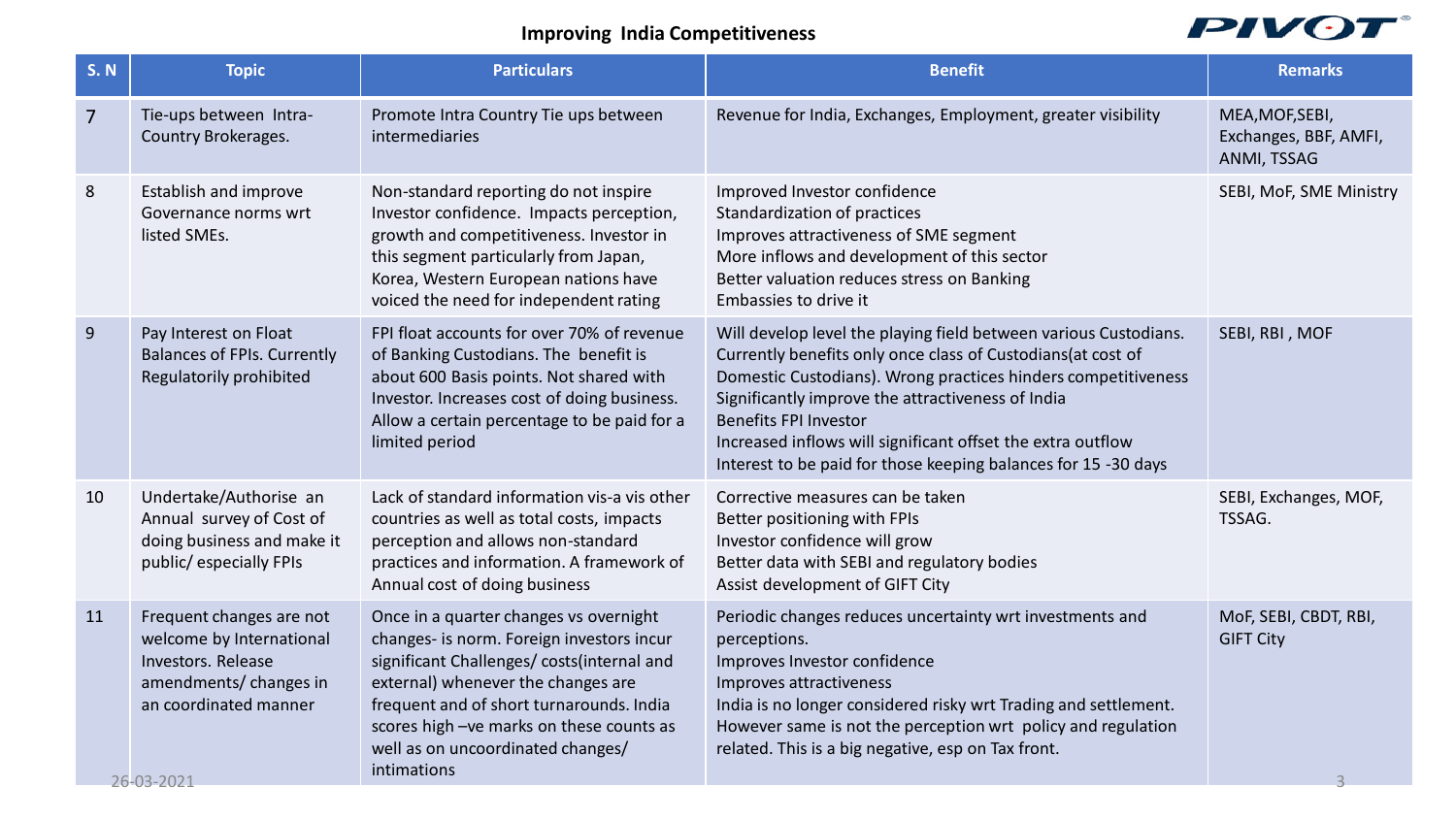## Improving India Competitiveness

| S. N | Topic | Particulars | Benefit | Remarks |
|---|---|---|---|---|
| 7 | Tie-ups between Intra-Country Brokerages. | Promote Intra Country Tie ups between intermediaries | Revenue for India, Exchanges, Employment, greater visibility | MEA,MOF,SEBI, Exchanges, BBF, AMFI, ANMI, TSSAG |
| 8 | Establish and improve Governance norms wrt listed SMEs. | Non-standard reporting do not inspire Investor confidence. Impacts perception, growth and competitiveness. Investor in this segment particularly from Japan, Korea, Western European nations have voiced the need for independent rating | Improved Investor confidence<br>Standardization of practices<br>Improves attractiveness of SME segment<br>More inflows and development of this sector<br>Better valuation reduces stress on Banking<br>Embassies to drive it | SEBI, MoF, SME Ministry |
| 9 | Pay Interest on Float Balances of FPIs. Currently Regulatorily prohibited | FPI float accounts for over 70% of revenue of Banking Custodians. The benefit is about 600 Basis points. Not shared with Investor. Increases cost of doing business. Allow a certain percentage to be paid for a limited period | Will develop level the playing field between various Custodians. Currently benefits only once class of Custodians(at cost of Domestic Custodians). Wrong practices hinders competitiveness<br>Significantly improve the attractiveness of India<br>Benefits FPI Investor<br>Increased inflows will significant offset the extra outflow<br>Interest to be paid for those keeping balances for 15 -30 days | SEBI, RBI , MOF |
| 10 | Undertake/Authorise an Annual survey of Cost of doing business and make it public/ especially FPIs | Lack of standard information vis-a vis other countries as well as total costs, impacts perception and allows non-standard practices and information. A framework of Annual cost of doing business | Corrective measures can be taken<br>Better positioning with FPIs<br>Investor confidence will grow<br>Better data with SEBI and regulatory bodies<br>Assist development of GIFT City | SEBI, Exchanges, MOF, TSSAG. |
| 11 | Frequent changes are not welcome by International Investors. Release amendments/ changes in an coordinated manner | Once in a quarter changes vs overnight changes- is norm. Foreign investors incur significant Challenges/ costs(internal and external) whenever the changes are frequent and of short turnarounds. India scores high –ve marks on these counts as well as on uncoordinated changes/ intimations | Periodic changes reduces uncertainty wrt investments and perceptions.<br>Improves Investor confidence<br>Improves attractiveness<br>India is no longer considered risky wrt Trading and settlement. However same is not the perception wrt policy and regulation related. This is a big negative, esp on Tax front. | MoF, SEBI, CBDT, RBI, GIFT City |

26-03-2021